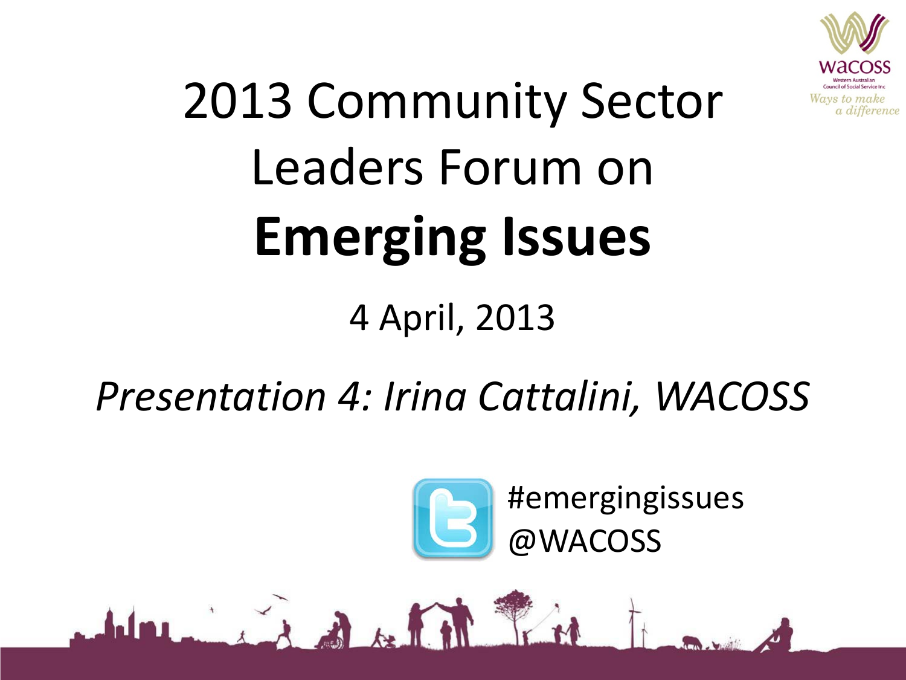# 2013 Community Sector Leaders Forum on **Emerging Issues**

4 April, 2013

*Presentation 4: Irina Cattalini, WACOSS*

#emergingissues
@WACOSS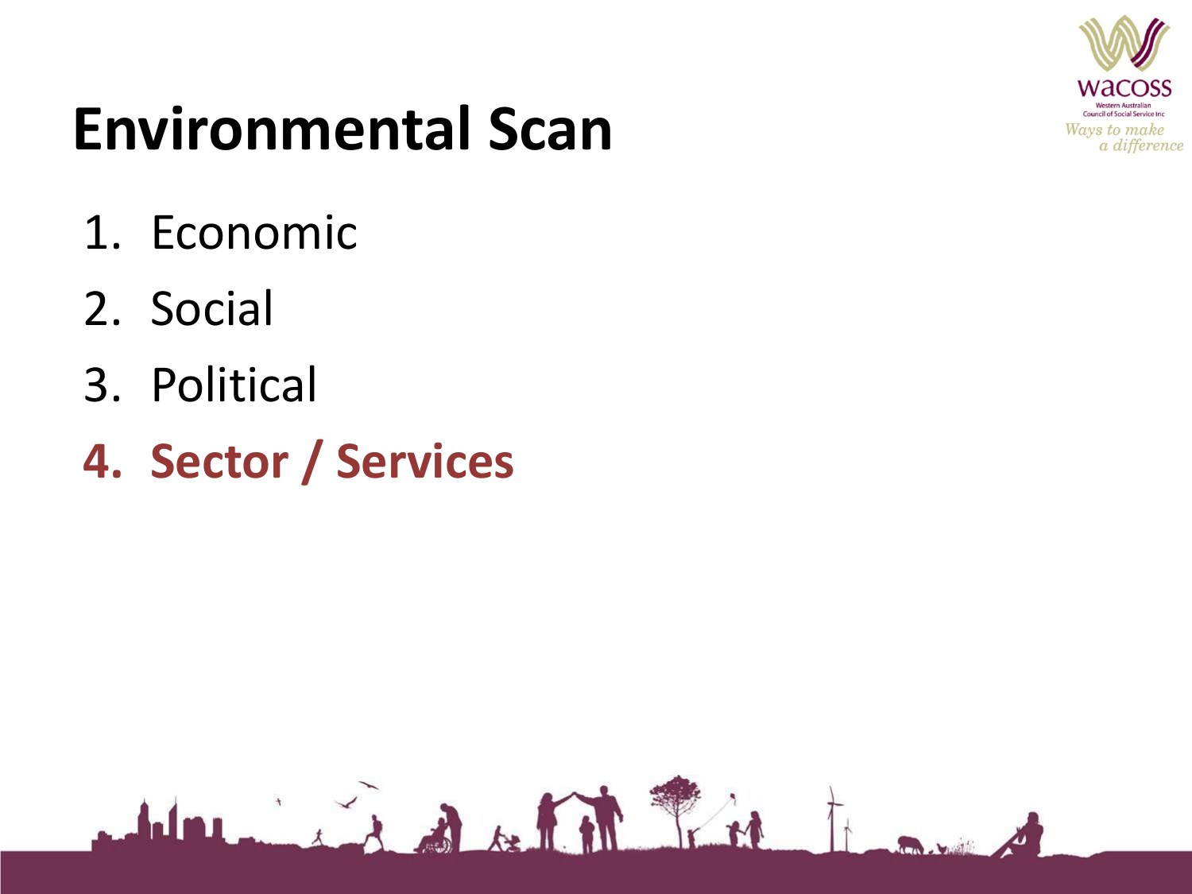# Environmental Scan

1. Economic
2. Social
3. Political
4. **Sector / Services**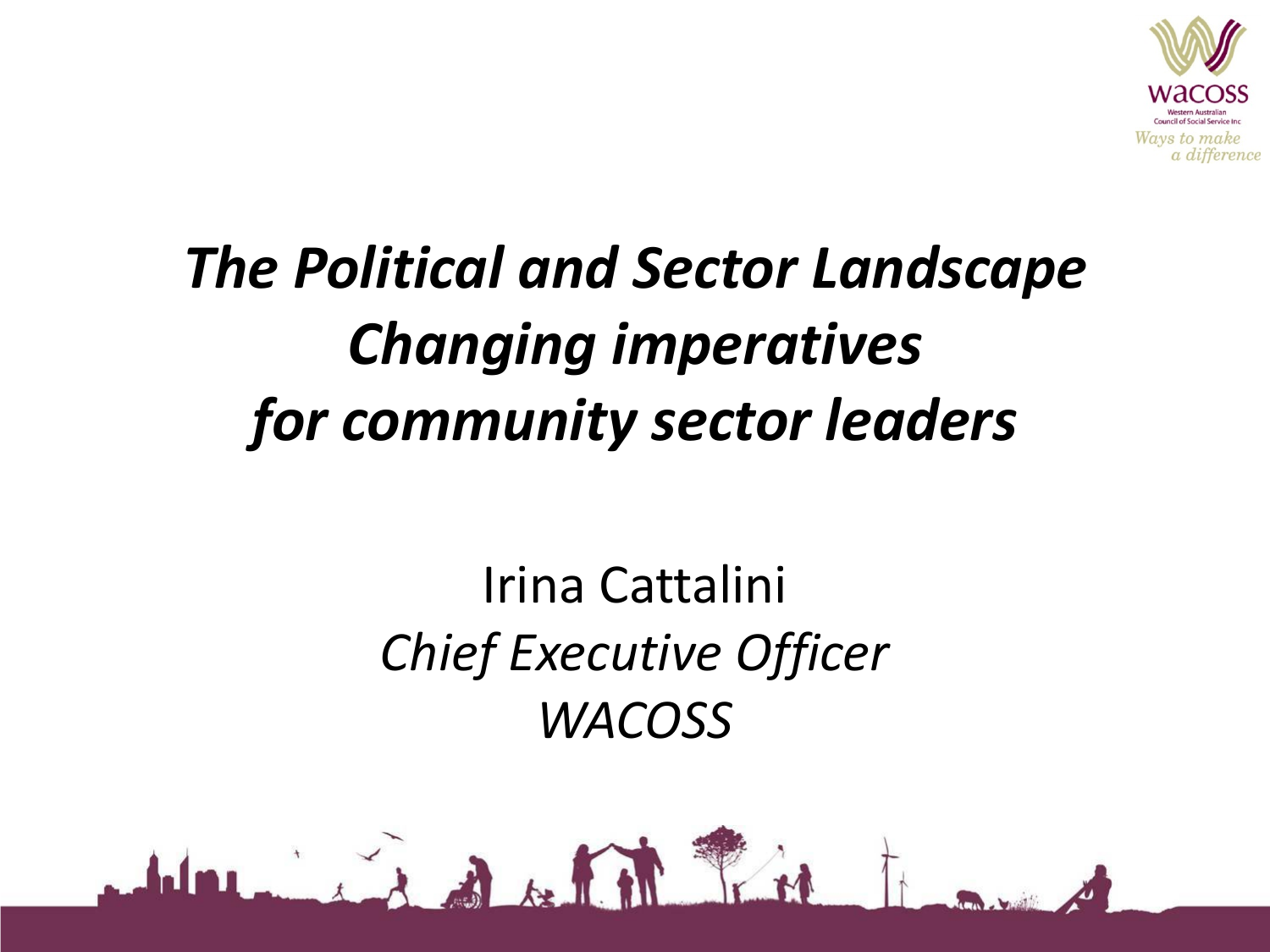# *The Political and Sector Landscape Changing imperatives for community sector leaders*

Irina Cattalini

*Chief Executive Officer*

*WACOSS*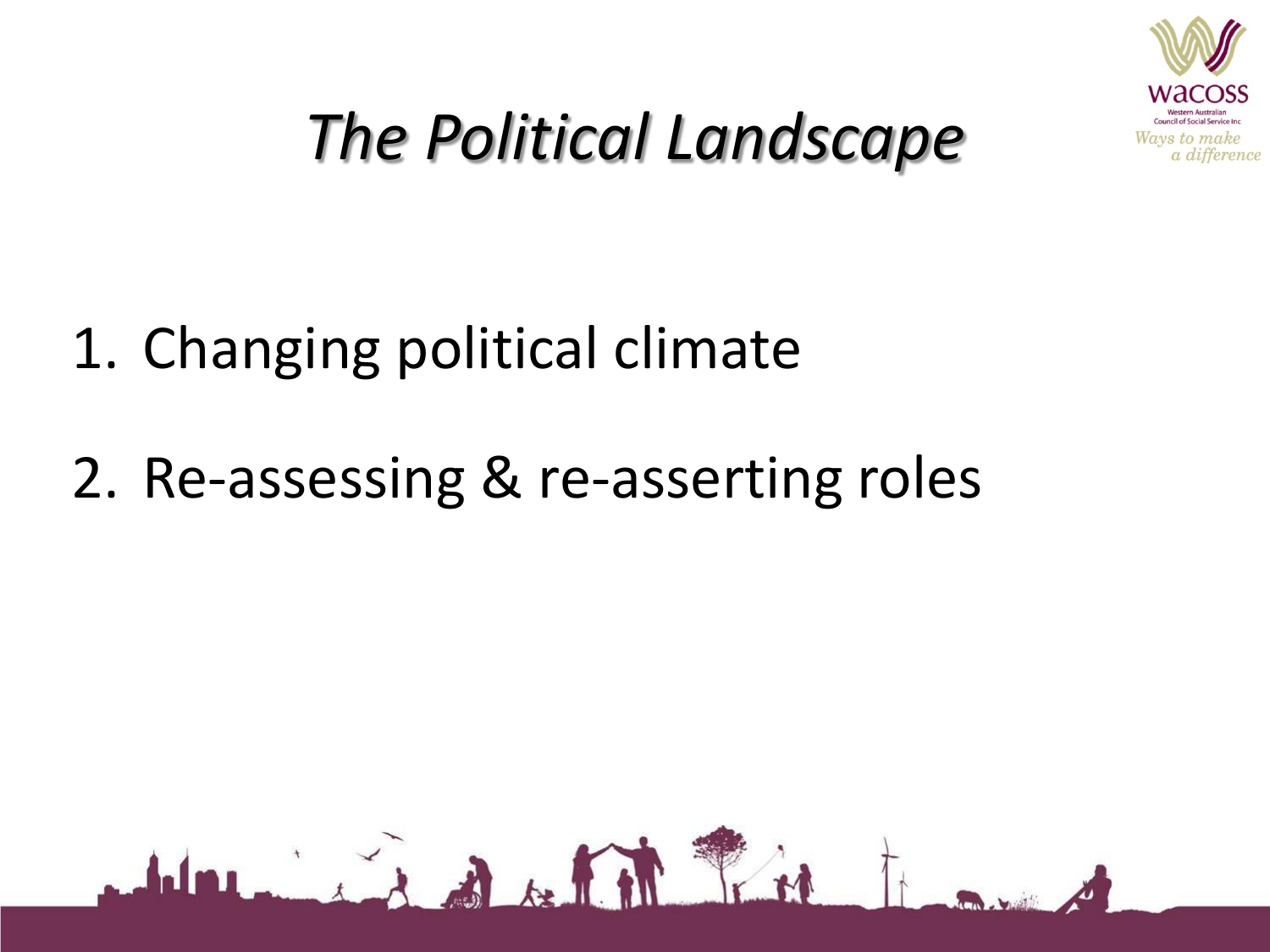# *The Political Landscape*

1. Changing political climate
2. Re-assessing & re-asserting roles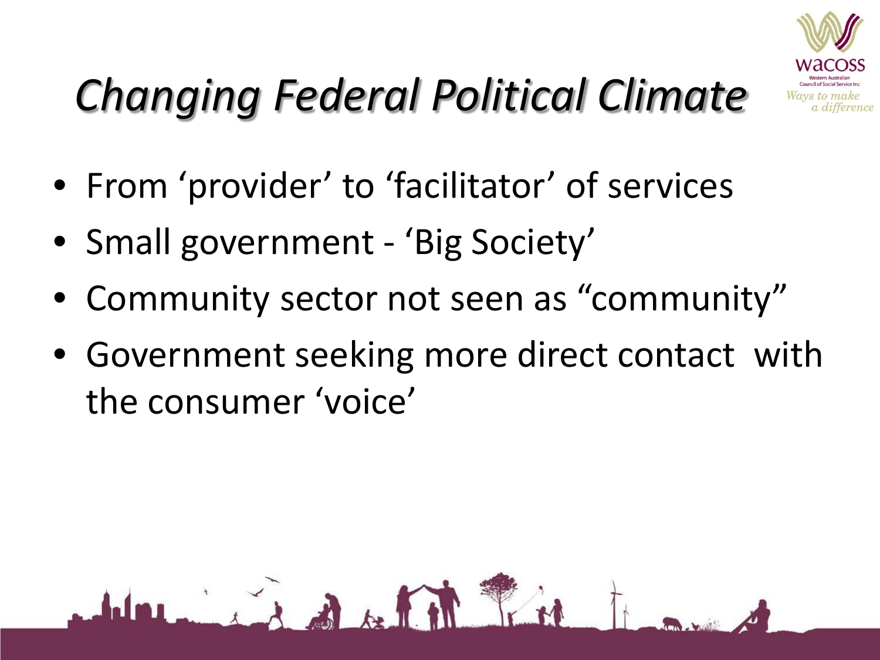# *Changing Federal Political Climate*

- From ‘provider’ to ‘facilitator’ of services
- Small government - ‘Big Society’
- Community sector not seen as “community”
- Government seeking more direct contact with the consumer ‘voice’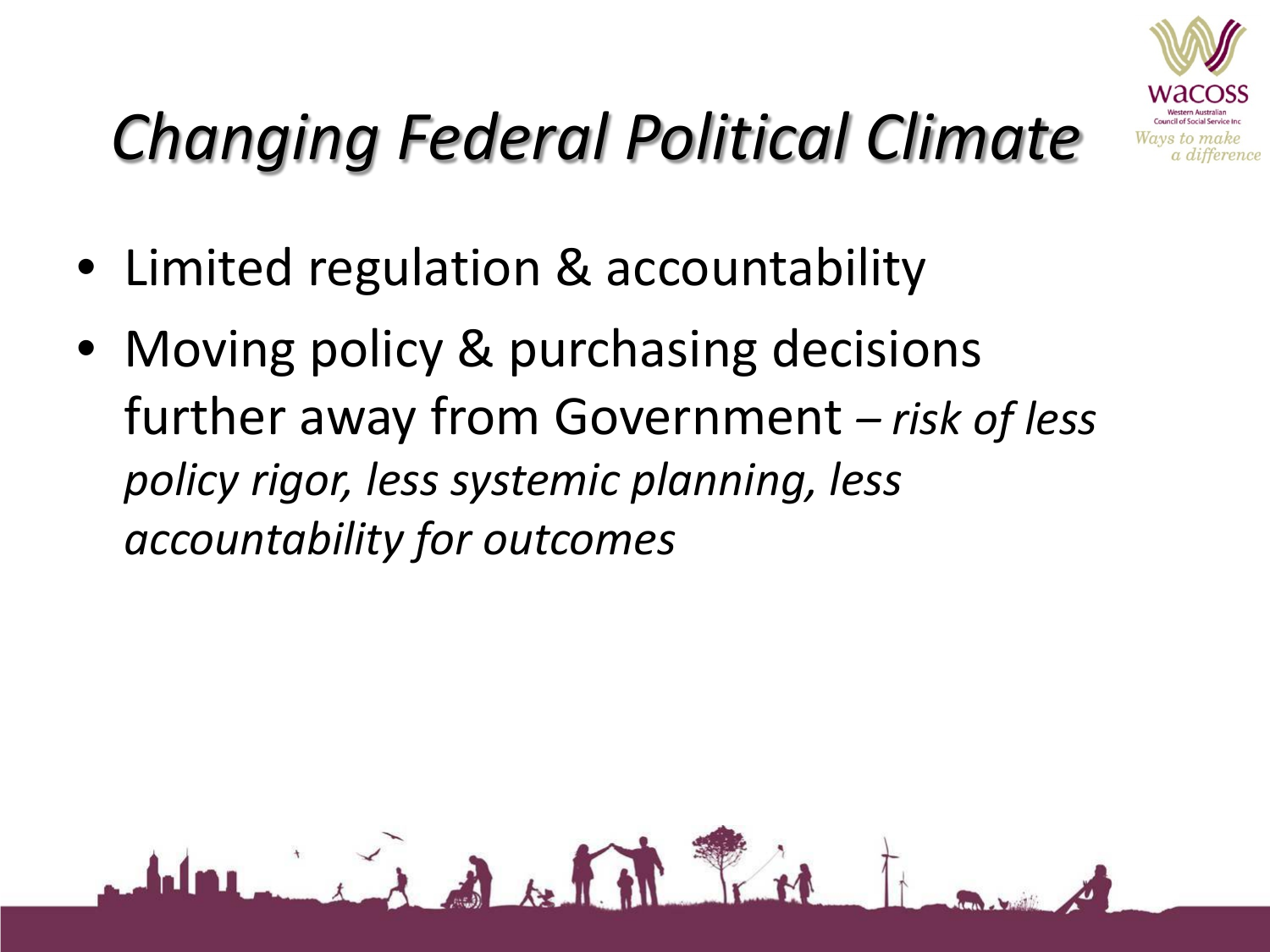# *Changing Federal Political Climate*

- Limited regulation & accountability
- Moving policy & purchasing decisions further away from Government – *risk of less policy rigor, less systemic planning, less accountability for outcomes*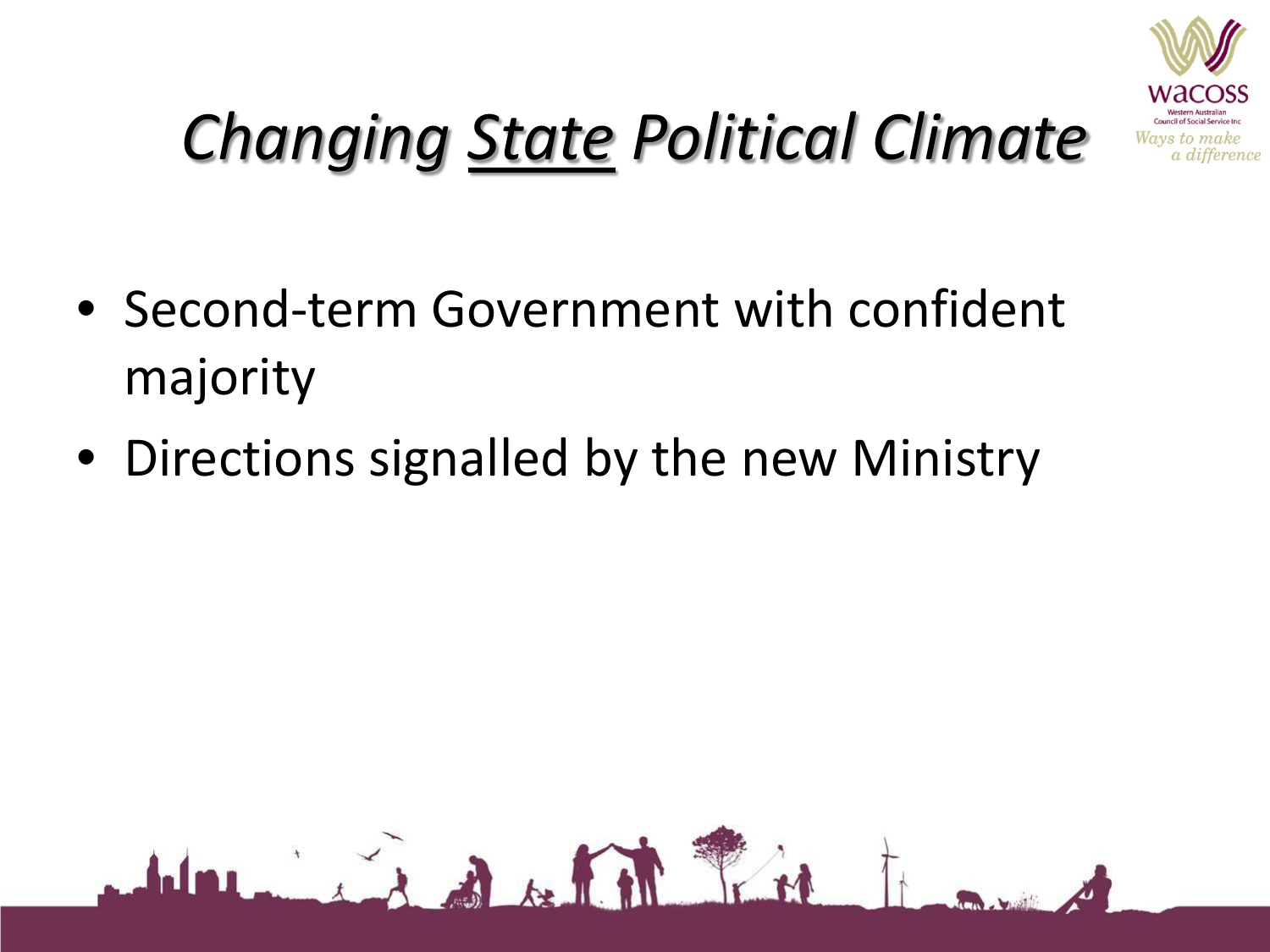# *Changing <u>State</u> Political Climate*

- Second-term Government with confident majority
- Directions signalled by the new Ministry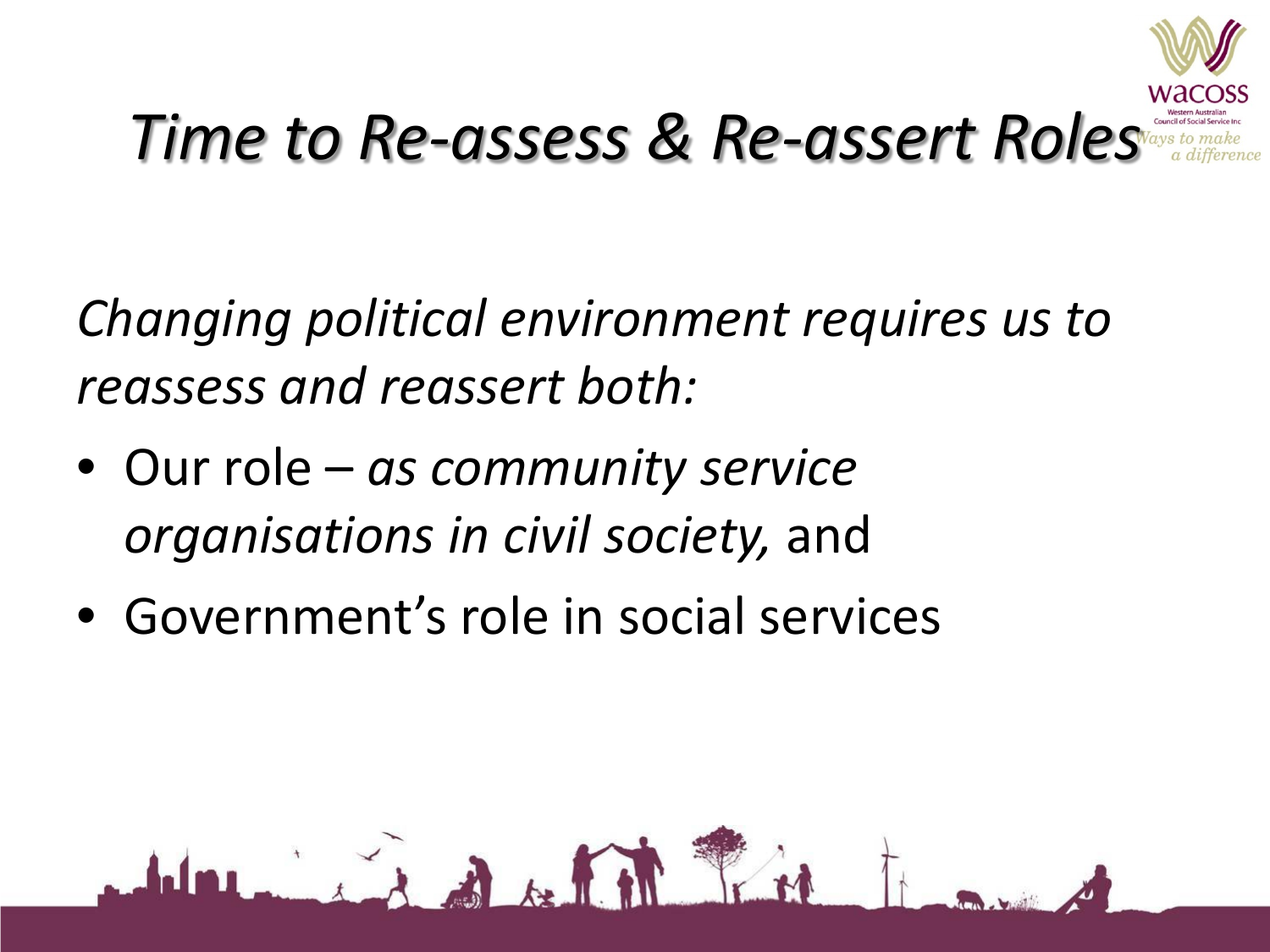# *Time to Re-assess & Re-assert Roles*

*Changing political environment requires us to reassess and reassert both:*

- Our role – *as community service organisations in civil society,* and
- Government's role in social services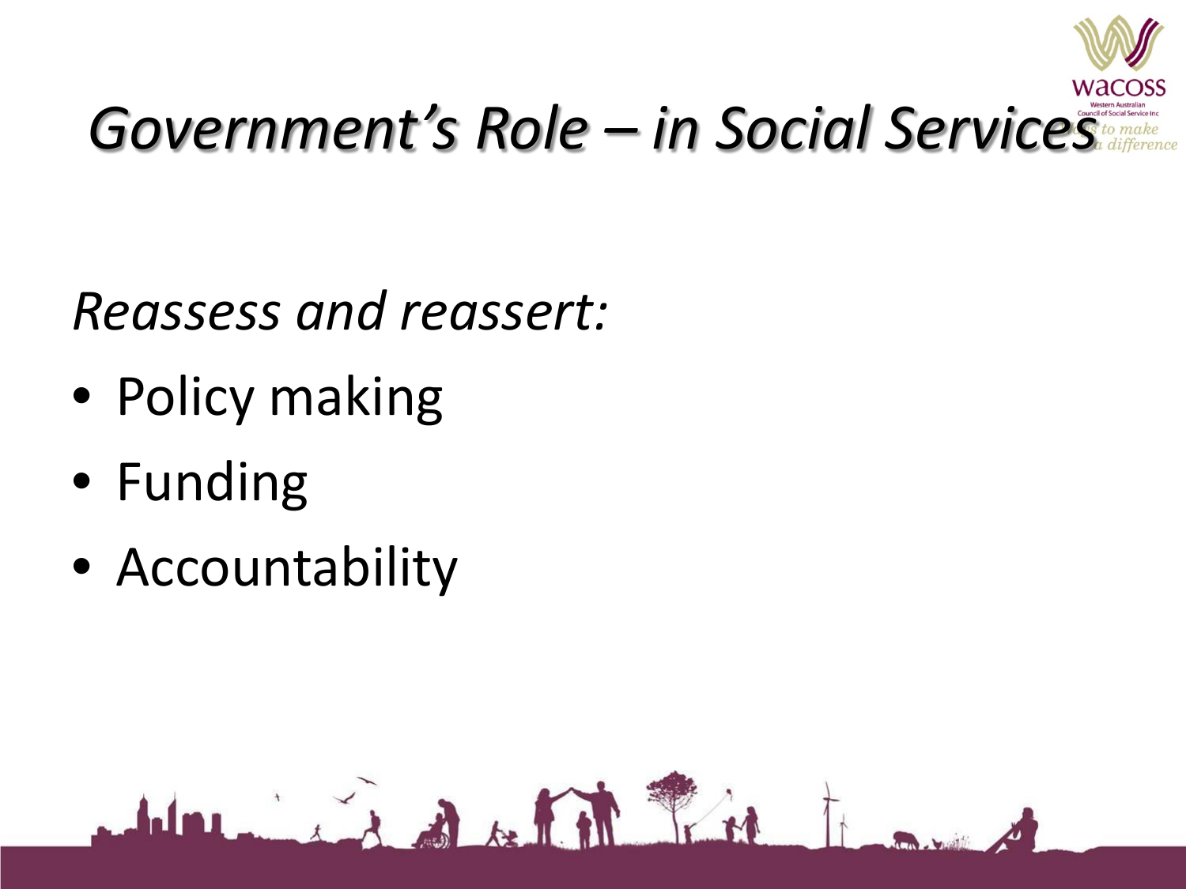# *Government's Role – in Social Services*

*Reassess and reassert:*

- Policy making
- Funding
- Accountability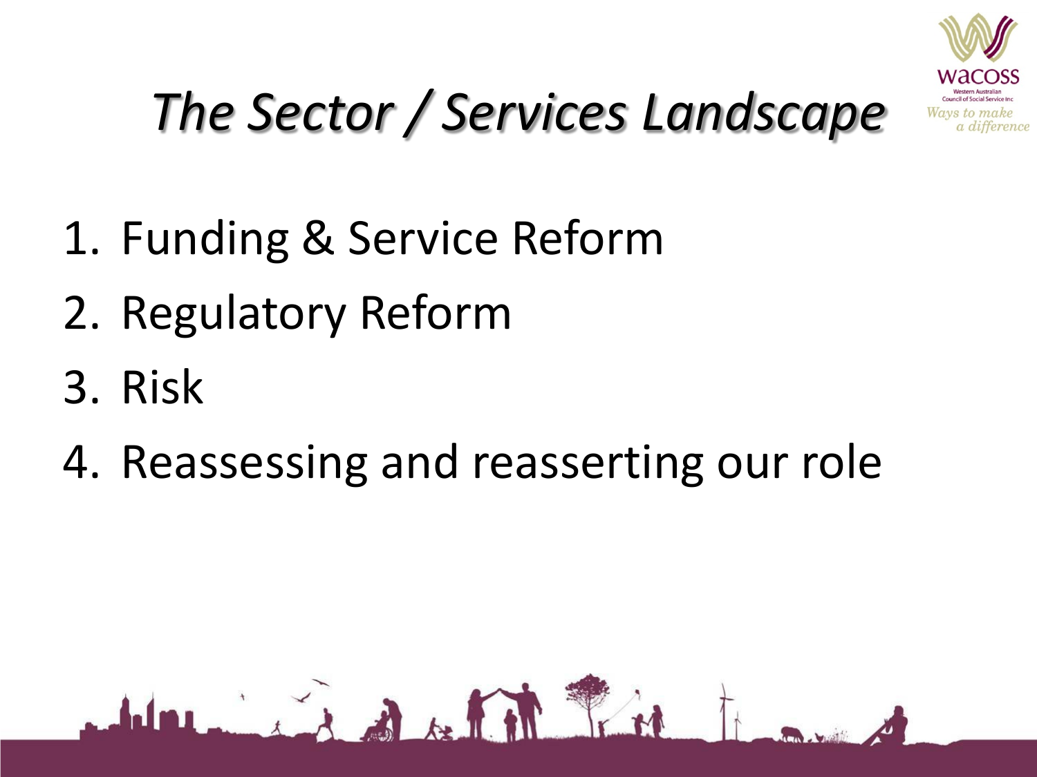# *The Sector / Services Landscape*

1. Funding & Service Reform
2. Regulatory Reform
3. Risk
4. Reassessing and reasserting our role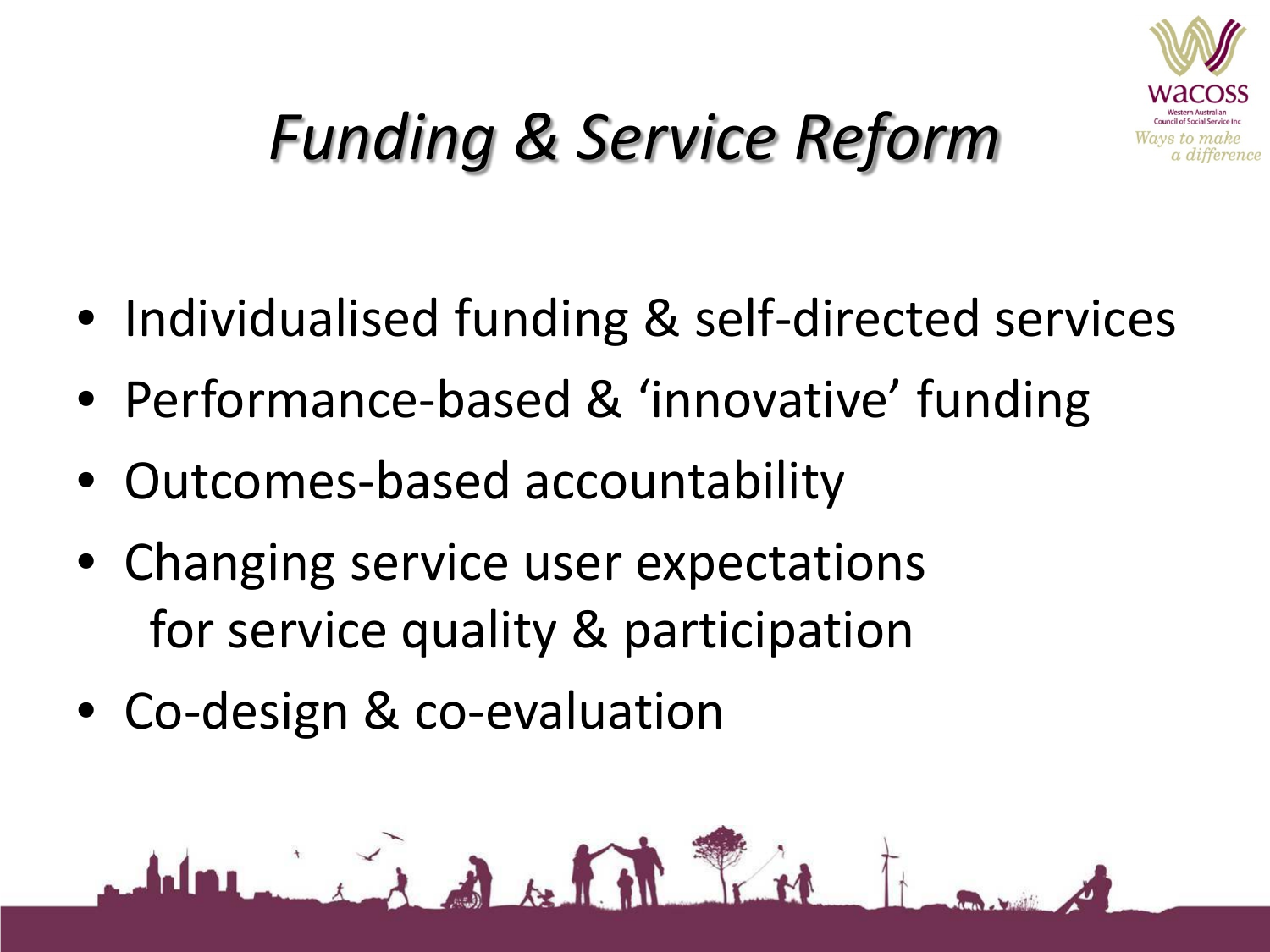# *Funding & Service Reform*

- Individualised funding & self-directed services
- Performance-based & 'innovative' funding
- Outcomes-based accountability
- Changing service user expectations for service quality & participation
- Co-design & co-evaluation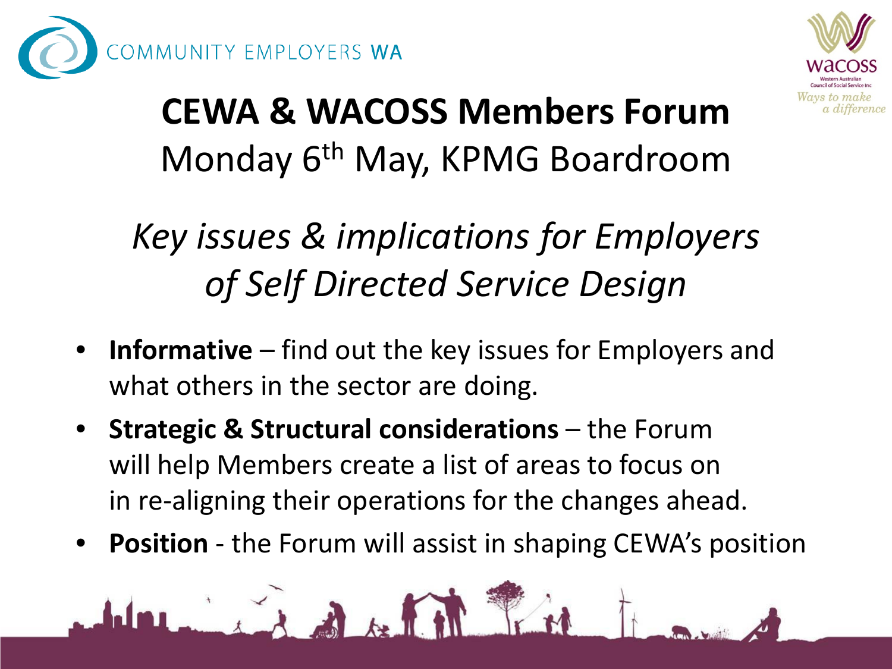COMMUNITY EMPLOYERS WA

WACOSS — Western Australian Council of Social Service Inc — Ways to make a difference

# CEWA & WACOSS Members Forum

Monday 6th May, KPMG Boardroom

## *Key issues & implications for Employers of Self Directed Service Design*

- **Informative** – find out the key issues for Employers and what others in the sector are doing.
- **Strategic & Structural considerations** – the Forum will help Members create a list of areas to focus on in re-aligning their operations for the changes ahead.
- **Position** - the Forum will assist in shaping CEWA's position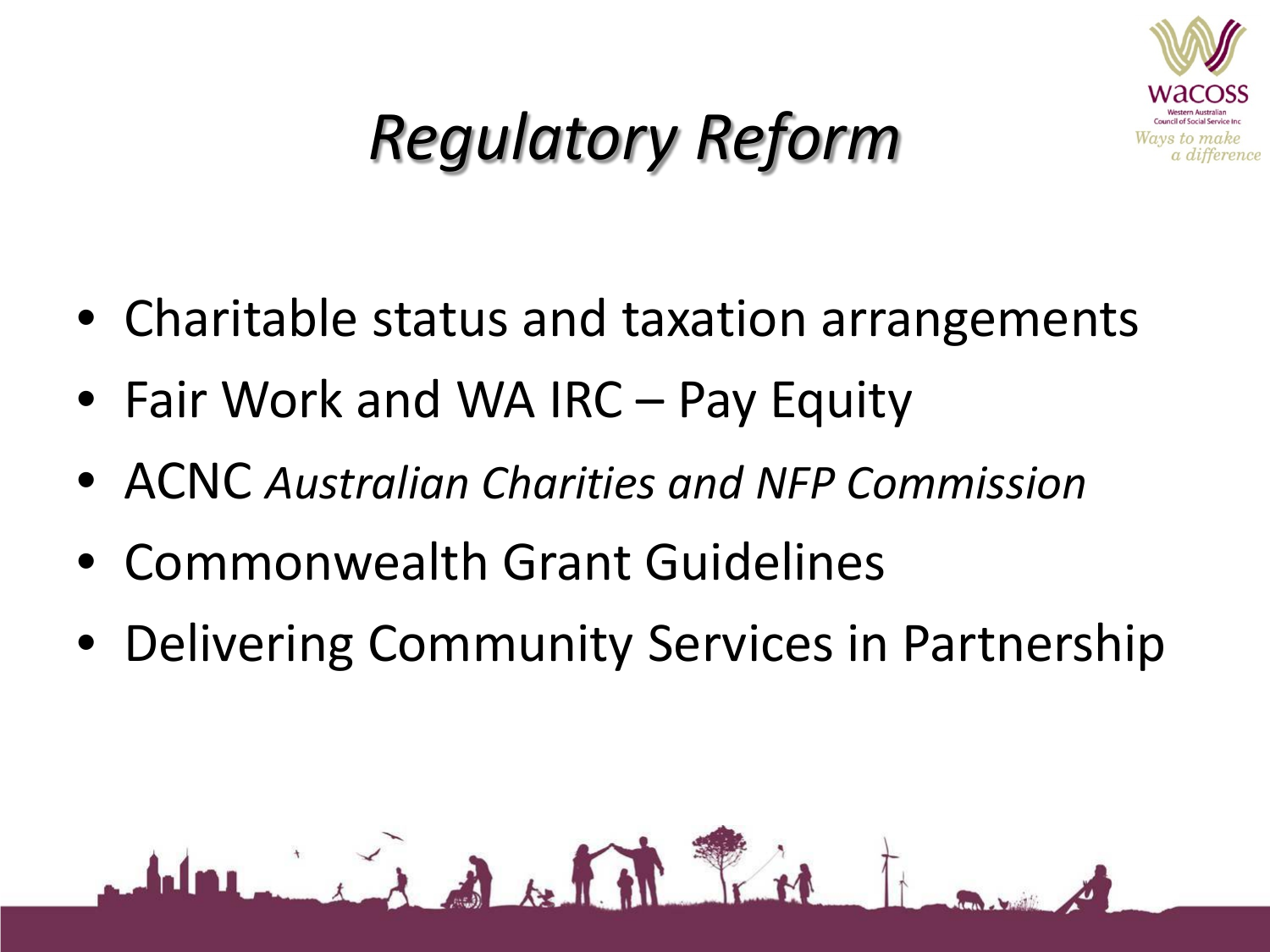# *Regulatory Reform*

- Charitable status and taxation arrangements
- Fair Work and WA IRC – Pay Equity
- ACNC *Australian Charities and NFP Commission*
- Commonwealth Grant Guidelines
- Delivering Community Services in Partnership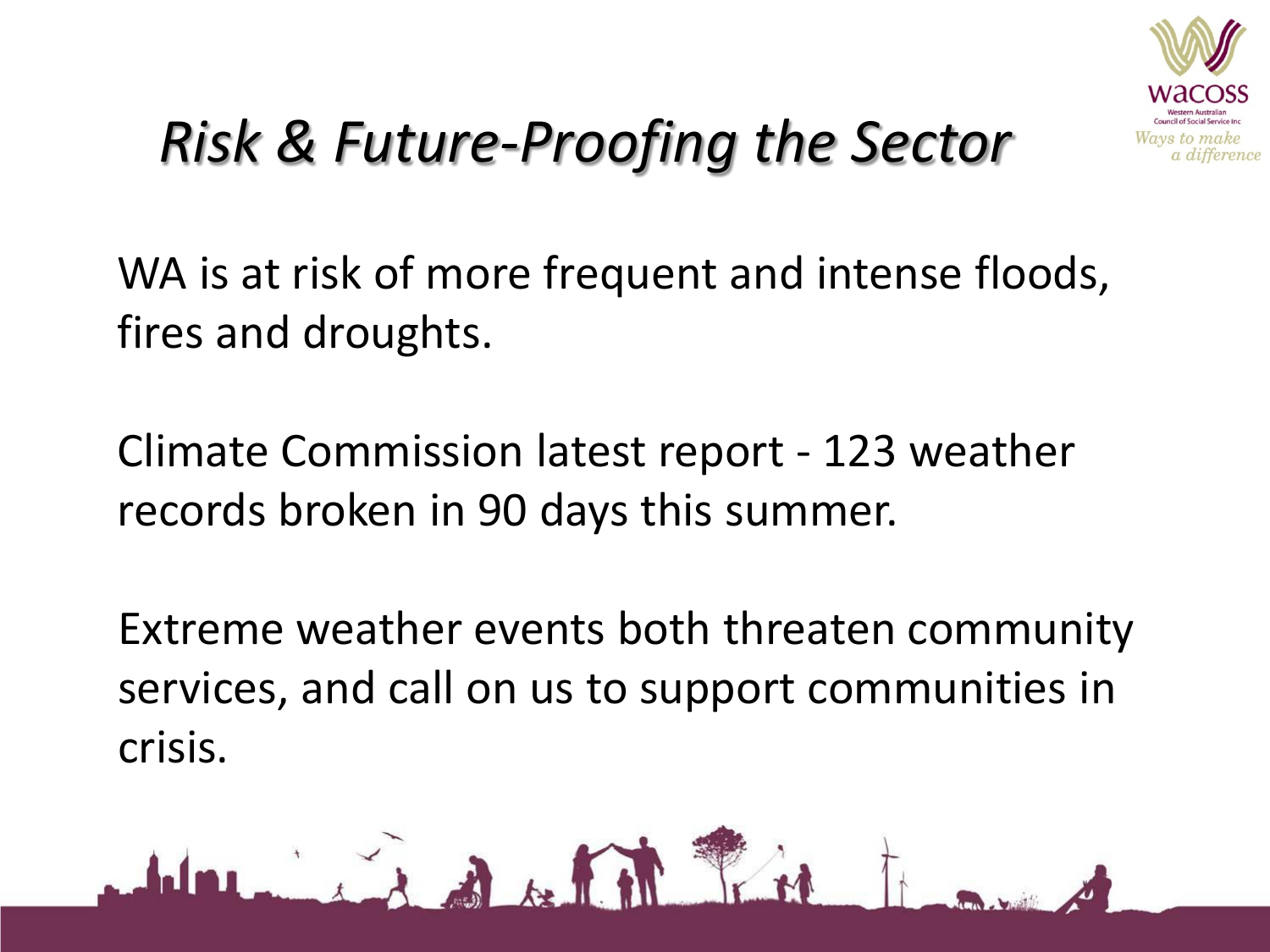# *Risk & Future-Proofing the Sector*

WA is at risk of more frequent and intense floods, fires and droughts.

Climate Commission latest report - 123 weather records broken in 90 days this summer.

Extreme weather events both threaten community services, and call on us to support communities in crisis.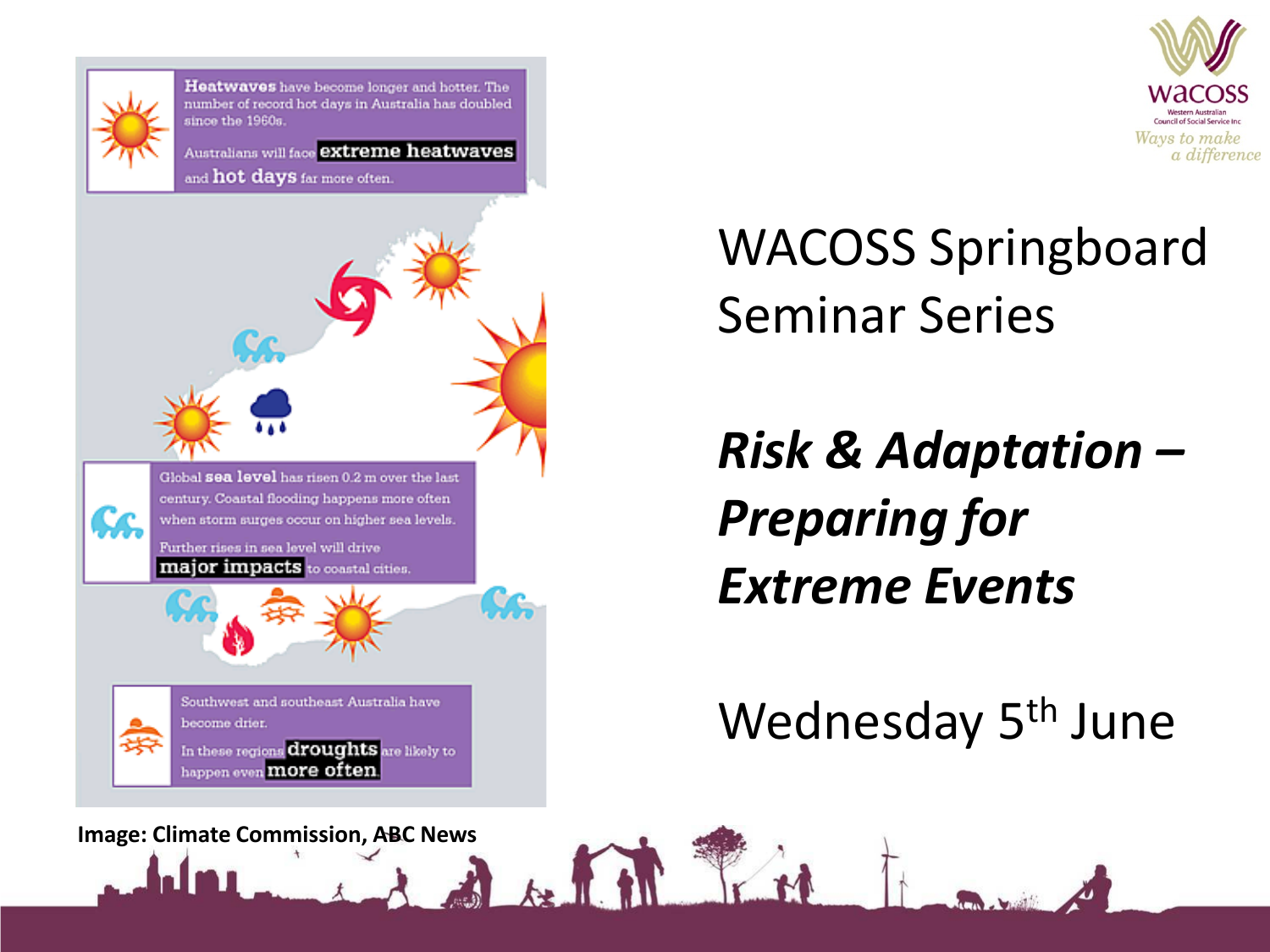**Heatwaves** have become longer and hotter. The number of record hot days in Australia has doubled since the 1960s.

Australians will face **extreme heatwaves** and **hot days** far more often.

Global **sea level** has risen 0.2 m over the last century. Coastal flooding happens more often when storm surges occur on higher sea levels.

Further rises in sea level will drive **major impacts** to coastal cities.

Southwest and southeast Australia have become drier.

In these regions **droughts** are likely to happen even **more often**.

**Image: Climate Commission, ABC News**

WACOSS

Western Australian Council of Social Service Inc

*Ways to make a difference*

# WACOSS Springboard Seminar Series

## *Risk & Adaptation – Preparing for Extreme Events*

Wednesday 5th June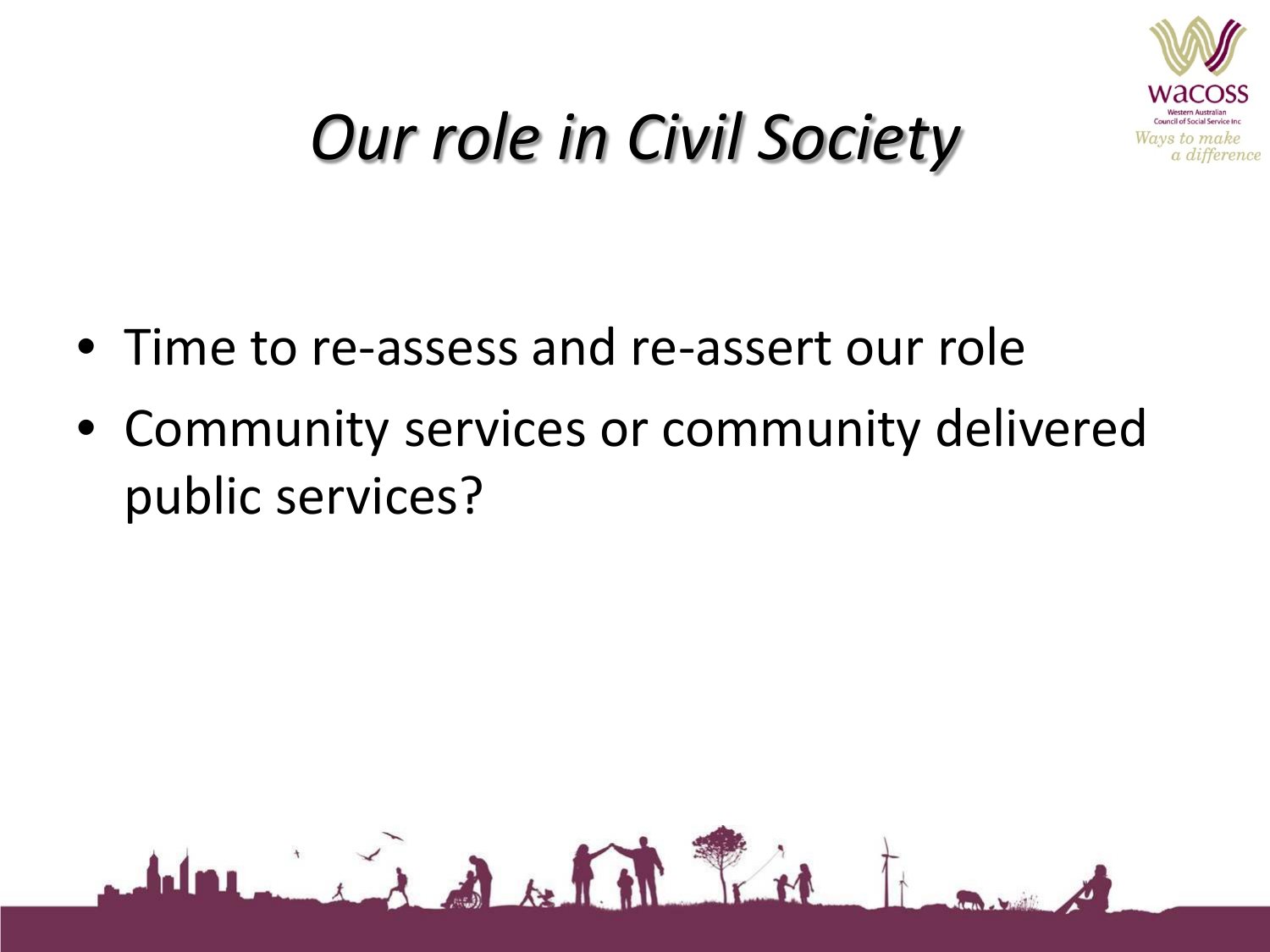# *Our role in Civil Society*

- Time to re-assess and re-assert our role
- Community services or community delivered public services?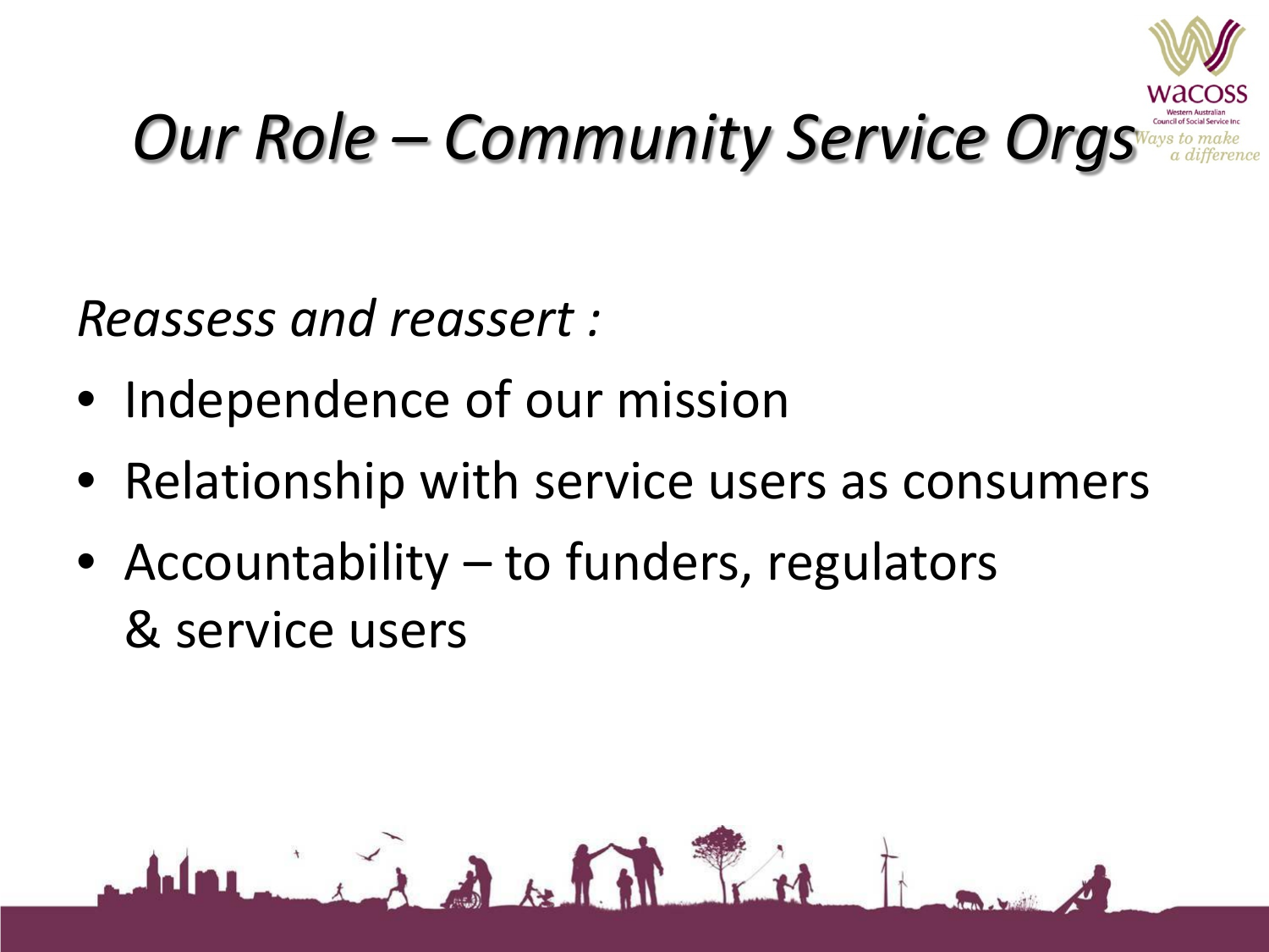# *Our Role – Community Service Orgs*

*Reassess and reassert :*

- Independence of our mission
- Relationship with service users as consumers
- Accountability – to funders, regulators & service users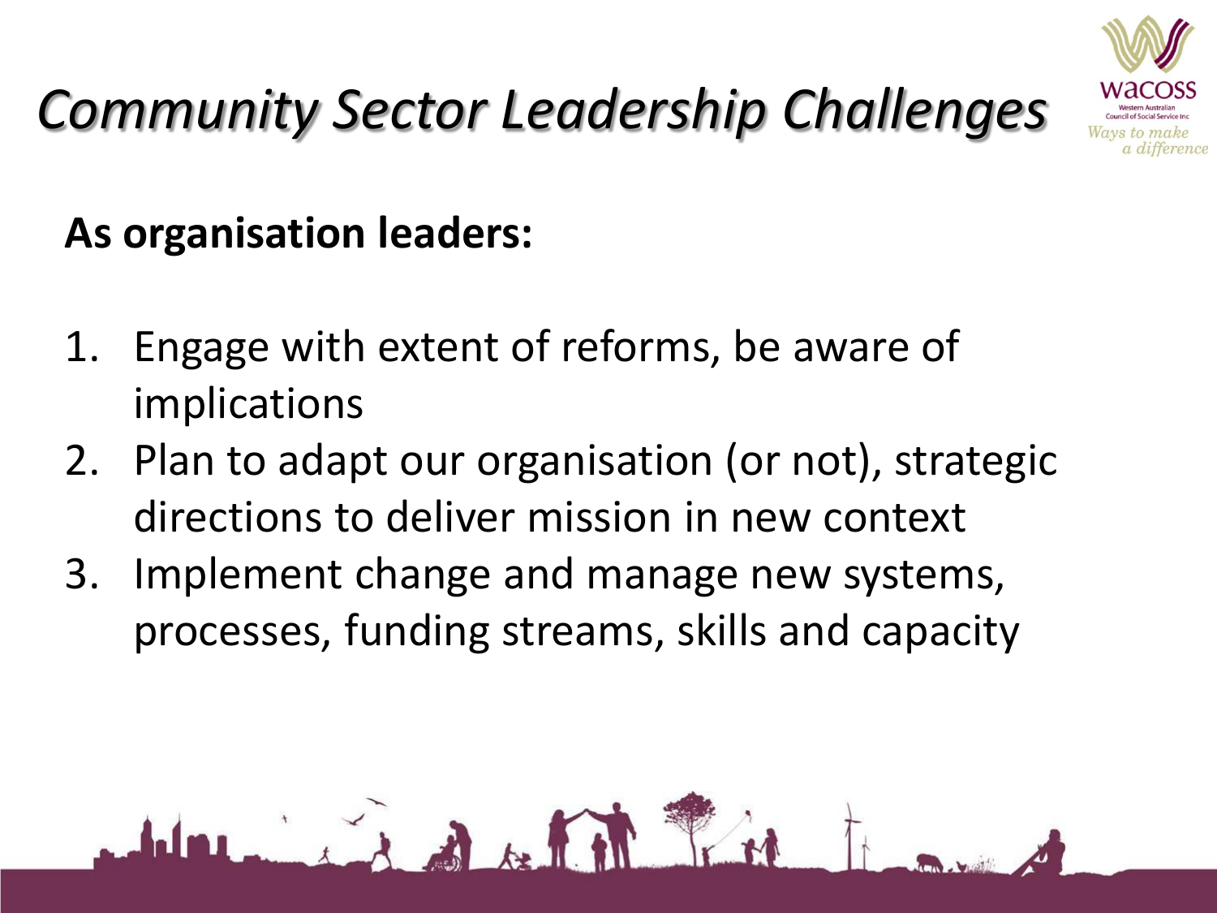# *Community Sector Leadership Challenges*

**As organisation leaders:**

1. Engage with extent of reforms, be aware of implications
2. Plan to adapt our organisation (or not), strategic directions to deliver mission in new context
3. Implement change and manage new systems, processes, funding streams, skills and capacity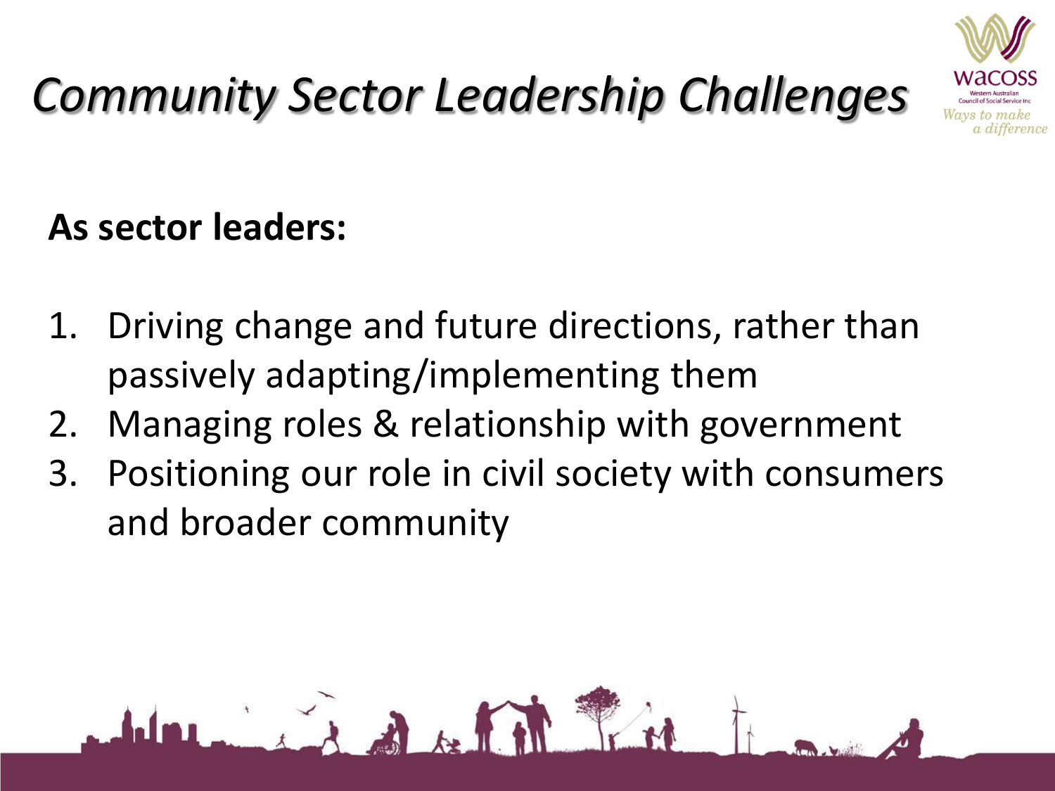# *Community Sector Leadership Challenges*

**As sector leaders:**

1. Driving change and future directions, rather than passively adapting/implementing them
2. Managing roles & relationship with government
3. Positioning our role in civil society with consumers and broader community